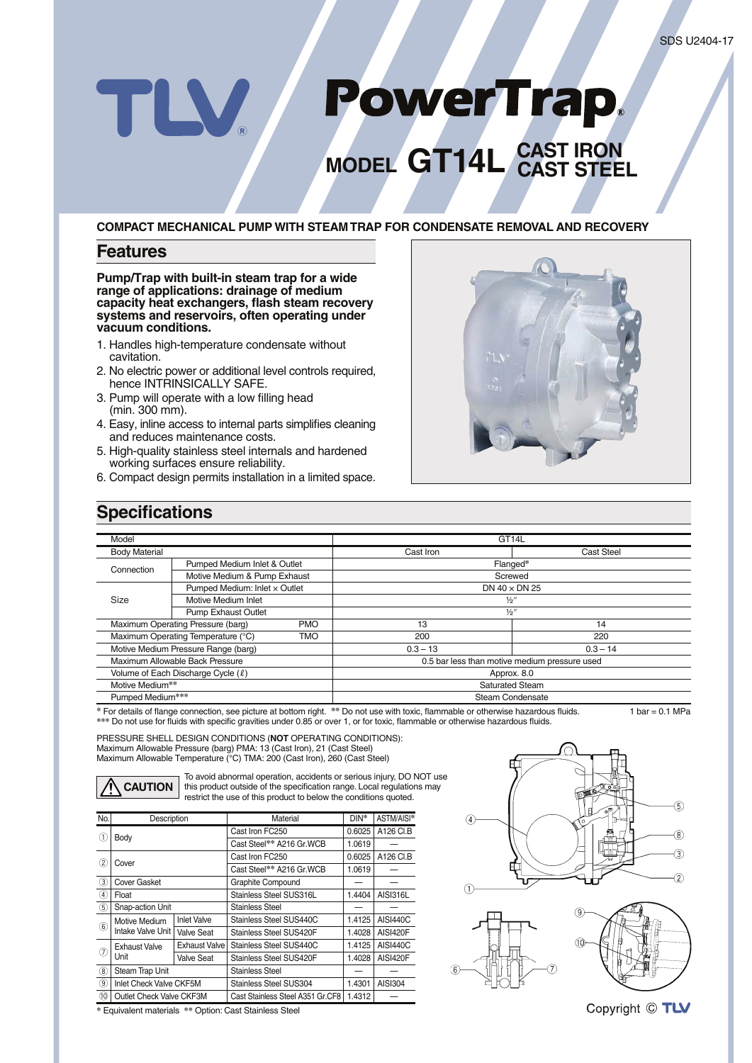# TLV PowerTrap

## MODEL GT14L CAST IRON CAST STEEL

**COMPACT MECHANICAL PUMP WITH STEAM TRAP FOR CONDENSATE REMOVAL AND RECOVERY**

## Features

**Pump/Trap with built-in steam trap for a wide range of applications: drainage of medium capacity heat exchangers, flash steam recovery systems and reservoirs, often operating under vacuum conditions.**

1. Handles high-temperature condensate without cavitation.
2. No electric power or additional level controls required, hence INTRINSICALLY SAFE.
3. Pump will operate with a low filling head (min. 300 mm).
4. Easy, inline access to internal parts simplifies cleaning and reduces maintenance costs.
5. High-quality stainless steel internals and hardened working surfaces ensure reliability.
6. Compact design permits installation in a limited space.

## Specifications

| Model | | | GT14L | |
|---|---|---|---|---|
| Body Material | | | Cast Iron | Cast Steel |
| Connection | Pumped Medium Inlet & Outlet | | Flanged* | |
| | Motive Medium & Pump Exhaust | | Screwed | |
| Size | Pumped Medium: Inlet × Outlet | | DN 40 × DN 25 | |
| | Motive Medium Inlet | | ½″ | |
| | Pump Exhaust Outlet | | ½″ | |
| Maximum Operating Pressure (barg) | | PMO | 13 | 14 |
| Maximum Operating Temperature (°C) | | TMO | 200 | 220 |
| Motive Medium Pressure Range (barg) | | | 0.3 – 13 | 0.3 – 14 |
| Maximum Allowable Back Pressure | | | 0.5 bar less than motive medium pressure used | |
| Volume of Each Discharge Cycle (ℓ) | | | Approx. 8.0 | |
| Motive Medium** | | | Saturated Steam | |
| Pumped Medium*** | | | Steam Condensate | |

* For details of flange connection, see picture at bottom right. ** Do not use with toxic, flammable or otherwise hazardous fluids. 1 bar = 0.1 MPa
*** Do not use for fluids with specific gravities under 0.85 or over 1, or for toxic, flammable or otherwise hazardous fluids.

PRESSURE SHELL DESIGN CONDITIONS (**NOT** OPERATING CONDITIONS):
Maximum Allowable Pressure (barg) PMA: 13 (Cast Iron), 21 (Cast Steel)
Maximum Allowable Temperature (°C) TMA: 200 (Cast Iron), 260 (Cast Steel)

**⚠ CAUTION** To avoid abnormal operation, accidents or serious injury, DO NOT use this product outside of the specification range. Local regulations may restrict the use of this product to below the conditions quoted.

| No. | Description | | Material | DIN* | ASTM/AISI* |
|---|---|---|---|---|---|
| ① | Body | | Cast Iron FC250 | 0.6025 | A126 Cl.B |
| | | | Cast Steel** A216 Gr.WCB | 1.0619 | — |
| ② | Cover | | Cast Iron FC250 | 0.6025 | A126 Cl.B |
| | | | Cast Steel** A216 Gr.WCB | 1.0619 | — |
| ③ | Cover Gasket | | Graphite Compound | — | — |
| ④ | Float | | Stainless Steel SUS316L | 1.4404 | AISI316L |
| ⑤ | Snap-action Unit | | Stainless Steel | — | — |
| ⑥ | Motive Medium Intake Valve Unit | Inlet Valve | Stainless Steel SUS440C | 1.4125 | AISI440C |
| | | Valve Seat | Stainless Steel SUS420F | 1.4028 | AISI420F |
| ⑦ | Exhaust Valve Unit | Exhaust Valve | Stainless Steel SUS440C | 1.4125 | AISI440C |
| | | Valve Seat | Stainless Steel SUS420F | 1.4028 | AISI420F |
| ⑧ | Steam Trap Unit | | Stainless Steel | — | — |
| ⑨ | Inlet Check Valve CKF5M | | Stainless Steel SUS304 | 1.4301 | AISI304 |
| ⑩ | Outlet Check Valve CKF3M | | Cast Stainless Steel A351 Gr.CF8 | 1.4312 | — |

* Equivalent materials ** Option: Cast Stainless Steel

Copyright © TLV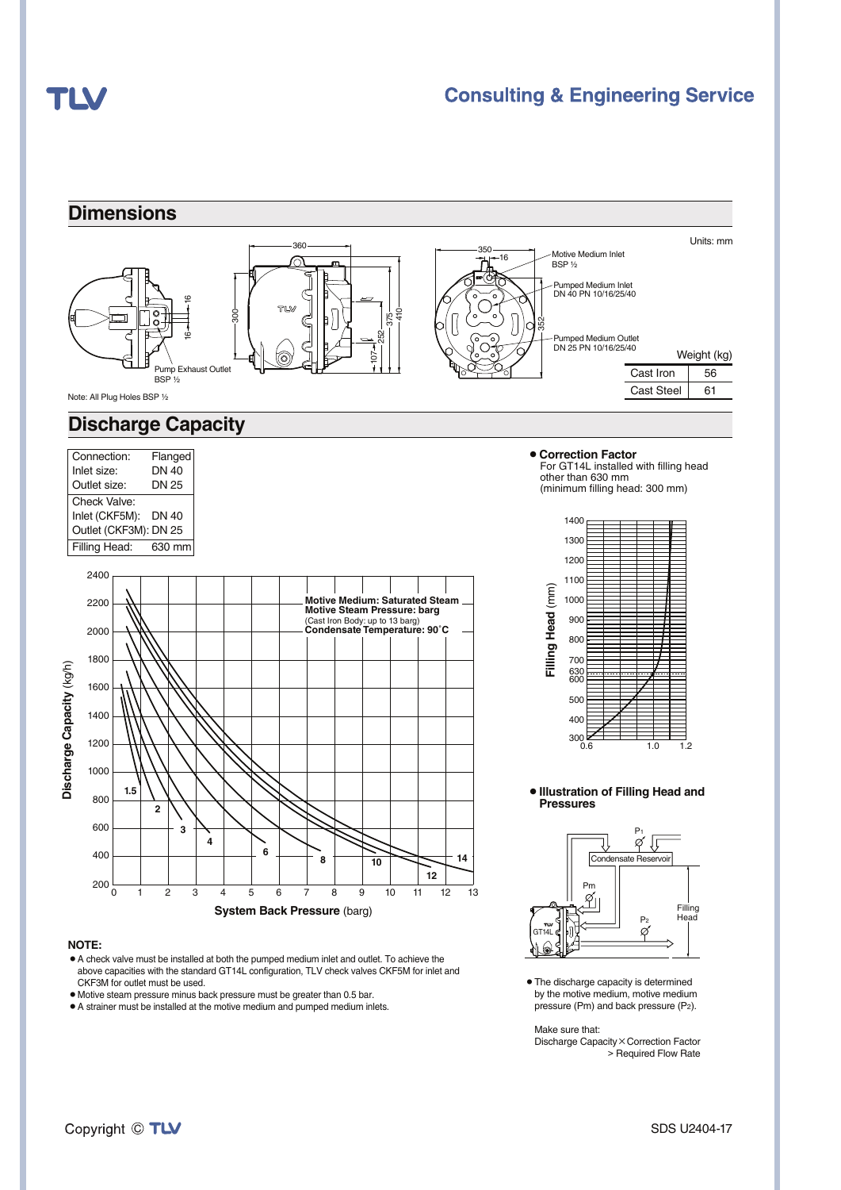## Dimensions

Units: mm

Note: All Plug Holes BSP ½

| | Weight (kg) |
|---|---|
| Cast Iron | 56 |
| Cast Steel | 61 |

## Discharge Capacity

| Connection: | Flanged |
|---|---|
| Inlet size: | DN 40 |
| Outlet size: | DN 25 |
| Check Valve: | |
| Inlet (CKF5M): | DN 40 |
| Outlet (CKF3M): | DN 25 |
| Filling Head: | 630 mm |

Motive Medium: Saturated Steam
Motive Steam Pressure: barg
(Cast Iron Body: up to 13 barg)
Condensate Temperature: 90˚C

Discharge Capacity (kg/h)

System Back Pressure (barg)

- **Correction Factor**
  For GT14L installed with filling head other than 630 mm
  (minimum filling head: 300 mm)

- **Illustration of Filling Head and Pressures**

- The discharge capacity is determined by the motive medium, motive medium pressure (Pm) and back pressure ($P_2$).

Make sure that:
Discharge Capacity × Correction Factor > Required Flow Rate

**NOTE:**

- A check valve must be installed at both the pumped medium inlet and outlet. To achieve the above capacities with the standard GT14L configuration, TLV check valves CKF5M for inlet and CKF3M for outlet must be used.
- Motive steam pressure minus back pressure must be greater than 0.5 bar.
- A strainer must be installed at the motive medium and pumped medium inlets.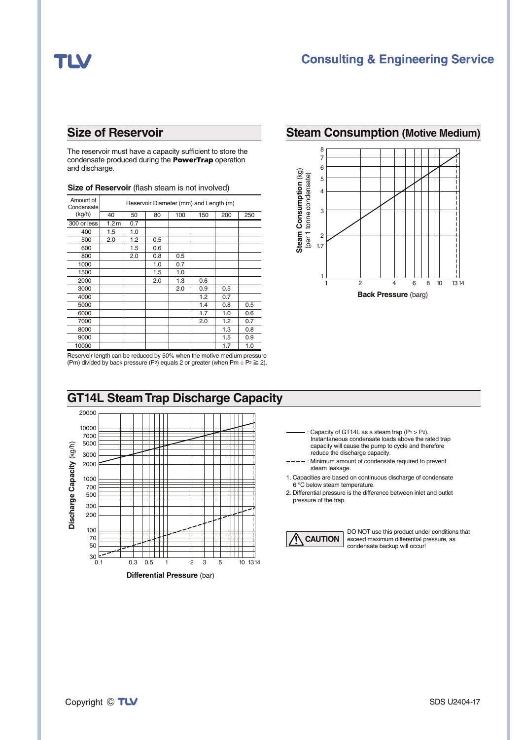## Size of Reservoir

The reservoir must have a capacity sufficient to store the condensate produced during the **PowerTrap** operation and discharge.

**Size of Reservoir** (flash steam is not involved)

| Amount of Condensate (kg/h) | Reservoir Diameter (mm) and Length (m) | | | | | | |
|---|---|---|---|---|---|---|---|
| | 40 | 50 | 80 | 100 | 150 | 200 | 250 |
| 300 or less | 1.2 m | 0.7 | | | | | |
| 400 | 1.5 | 1.0 | | | | | |
| 500 | 2.0 | 1.2 | 0.5 | | | | |
| 600 | | 1.5 | 0.6 | | | | |
| 800 | | 2.0 | 0.8 | 0.5 | | | |
| 1000 | | | 1.0 | 0.7 | | | |
| 1500 | | | 1.5 | 1.0 | | | |
| 2000 | | | 2.0 | 1.3 | 0.6 | | |
| 3000 | | | | 2.0 | 0.9 | 0.5 | |
| 4000 | | | | | 1.2 | 0.7 | |
| 5000 | | | | | 1.4 | 0.8 | 0.5 |
| 6000 | | | | | 1.7 | 1.0 | 0.6 |
| 7000 | | | | | 2.0 | 1.2 | 0.7 |
| 8000 | | | | | | 1.3 | 0.8 |
| 9000 | | | | | | 1.5 | 0.9 |
| 10000 | | | | | | 1.7 | 1.0 |

Reservoir length can be reduced by 50% when the motive medium pressure (Pm) divided by back pressure ($P_2$) equals 2 or greater (when $Pm \div P_2 \geqq 2$).

## Steam Consumption (Motive Medium)

Steam Consumption (kg) (per 1 tonne condensate) vs. **Back Pressure** (barg)

## GT14L Steam Trap Discharge Capacity

Discharge Capacity (kg/h) vs. **Differential Pressure** (bar)

———— : Capacity of GT14L as a steam trap ($P_1 > P_2$). Instantaneous condensate loads above the rated trap capacity will cause the pump to cycle and therefore reduce the discharge capacity.

- - - - : Minimum amount of condensate required to prevent steam leakage.

1. Capacities are based on continuous discharge of condensate 6 °C below steam temperature.
2. Differential pressure is the difference between inlet and outlet pressure of the trap.

**CAUTION** DO NOT use this product under conditions that exceed maximum differential pressure, as condensate backup will occur!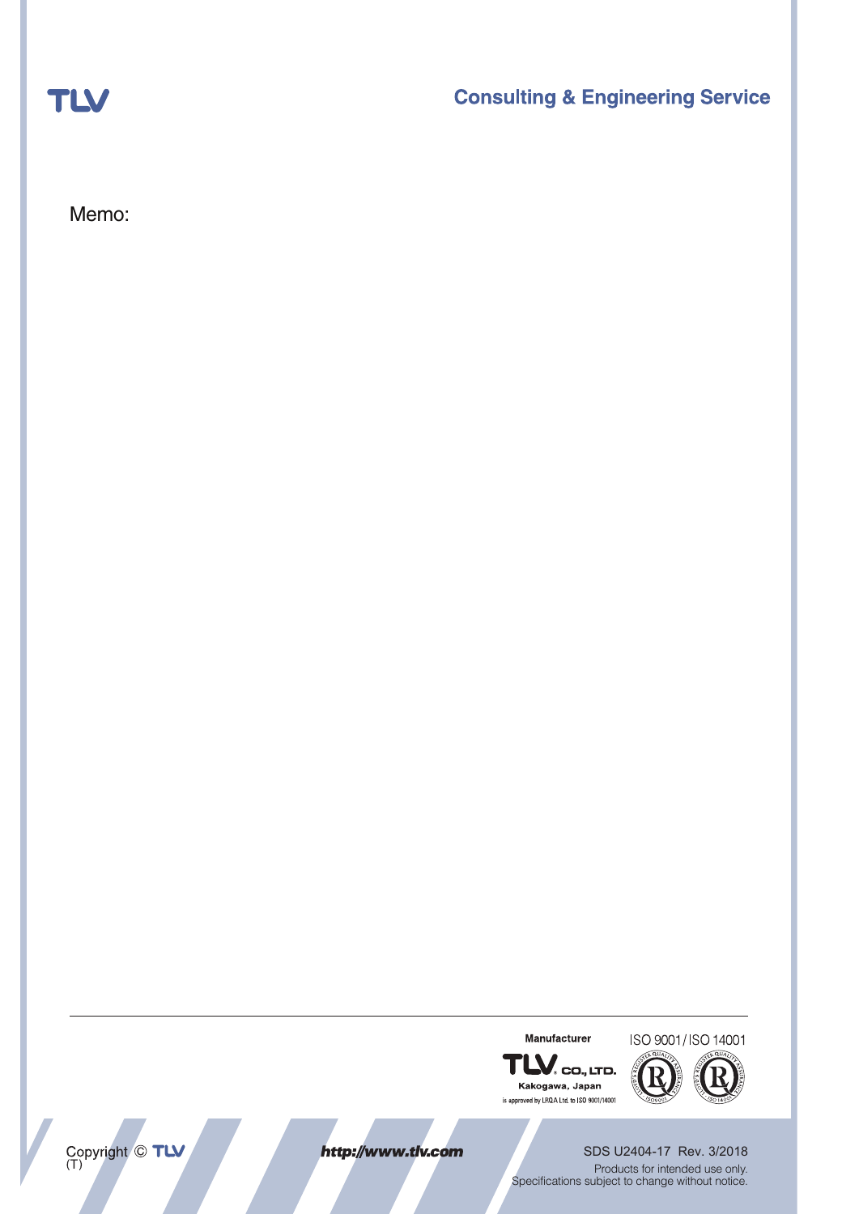TLV

## Consulting & Engineering Service

Memo:

Manufacturer

TLV CO., LTD.
Kakogawa, Japan
is approved by LRQA Ltd. to ISO 9001/14001

ISO 9001 / ISO 14001

Copyright © TLV
(T)

http://www.tlv.com

SDS U2404-17 Rev. 3/2018
Products for intended use only.
Specifications subject to change without notice.